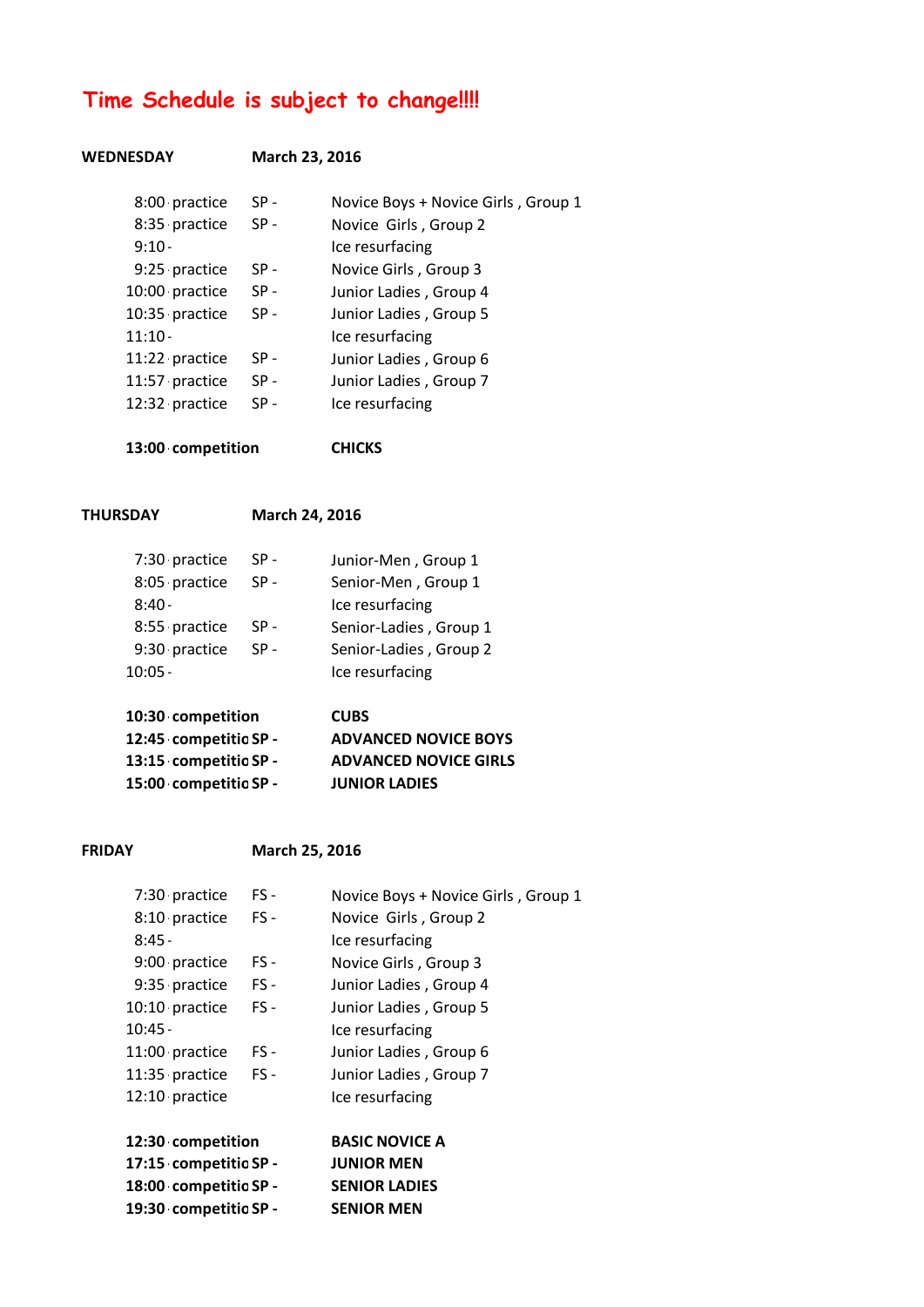**Time Schedule is subject to change!!!!**

**WEDNESDAY** **March 23, 2016**

| | | | |
|---|---|---|---|
| 8:00 | practice | SP - | Novice Boys + Novice Girls , Group 1 |
| 8:35 | practice | SP - | Novice Girls , Group 2 |
| 9:10 | - | | Ice resurfacing |
| 9:25 | practice | SP - | Novice Girls , Group 3 |
| 10:00 | practice | SP - | Junior Ladies , Group 4 |
| 10:35 | practice | SP - | Junior Ladies , Group 5 |
| 11:10 | - | | Ice resurfacing |
| 11:22 | practice | SP - | Junior Ladies , Group 6 |
| 11:57 | practice | SP - | Junior Ladies , Group 7 |
| 12:32 | practice | SP - | Ice resurfacing |
| **13:00** | **competition** | | **CHICKS** |

**THURSDAY** **March 24, 2016**

| | | | |
|---|---|---|---|
| 7:30 | practice | SP - | Junior-Men , Group 1 |
| 8:05 | practice | SP - | Senior-Men , Group 1 |
| 8:40 | - | | Ice resurfacing |
| 8:55 | practice | SP - | Senior-Ladies , Group 1 |
| 9:30 | practice | SP - | Senior-Ladies , Group 2 |
| 10:05 | - | | Ice resurfacing |
| **10:30** | **competition** | | **CUBS** |
| **12:45** | **competitio** | **SP -** | **ADVANCED NOVICE BOYS** |
| **13:15** | **competitio** | **SP -** | **ADVANCED NOVICE GIRLS** |
| **15:00** | **competitio** | **SP -** | **JUNIOR LADIES** |

**FRIDAY** **March 25, 2016**

| | | | |
|---|---|---|---|
| 7:30 | practice | FS - | Novice Boys + Novice Girls , Group 1 |
| 8:10 | practice | FS - | Novice Girls , Group 2 |
| 8:45 | - | | Ice resurfacing |
| 9:00 | practice | FS - | Novice Girls , Group 3 |
| 9:35 | practice | FS - | Junior Ladies , Group 4 |
| 10:10 | practice | FS - | Junior Ladies , Group 5 |
| 10:45 | - | | Ice resurfacing |
| 11:00 | practice | FS - | Junior Ladies , Group 6 |
| 11:35 | practice | FS - | Junior Ladies , Group 7 |
| 12:10 | practice | | Ice resurfacing |
| **12:30** | **competition** | | **BASIC NOVICE A** |
| **17:15** | **competitio** | **SP -** | **JUNIOR MEN** |
| **18:00** | **competitio** | **SP -** | **SENIOR LADIES** |
| **19:30** | **competitio** | **SP -** | **SENIOR MEN** |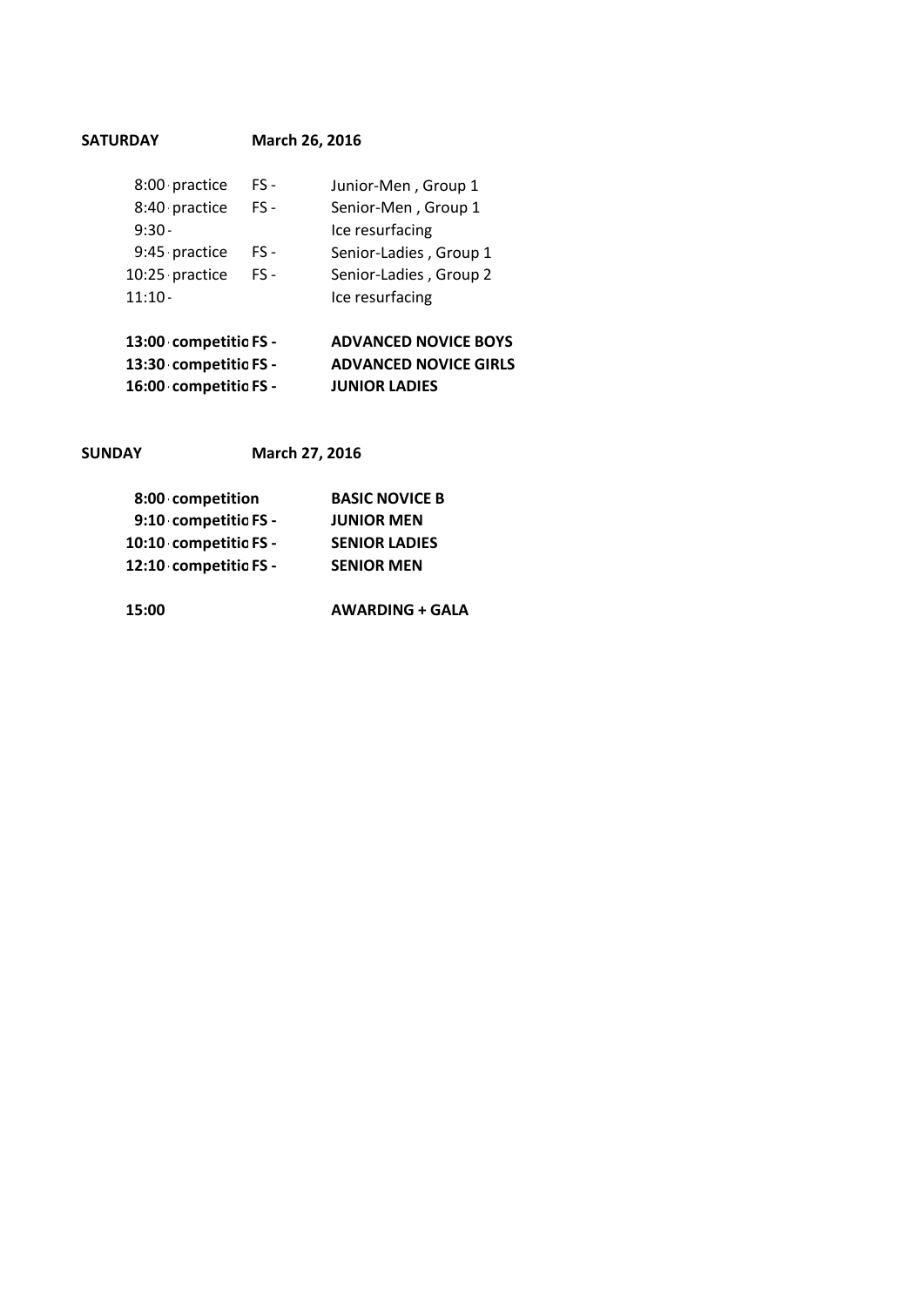**SATURDAY** **March 26, 2016**

| | | | |
|---|---|---|---|
| 8:00 | practice | FS - | Junior-Men , Group 1 |
| 8:40 | practice | FS - | Senior-Men , Group 1 |
| 9:30 | - | | Ice resurfacing |
| 9:45 | practice | FS - | Senior-Ladies , Group 1 |
| 10:25 | practice | FS - | Senior-Ladies , Group 2 |
| 11:10 | - | | Ice resurfacing |
| **13:00** | **competitio** | **FS -** | **ADVANCED NOVICE BOYS** |
| **13:30** | **competitio** | **FS -** | **ADVANCED NOVICE GIRLS** |
| **16:00** | **competitio** | **FS -** | **JUNIOR LADIES** |

**SUNDAY** **March 27, 2016**

| | | | |
|---|---|---|---|
| **8:00** | **competition** | | **BASIC NOVICE B** |
| **9:10** | **competitio** | **FS -** | **JUNIOR MEN** |
| **10:10** | **competitio** | **FS -** | **SENIOR LADIES** |
| **12:10** | **competitio** | **FS -** | **SENIOR MEN** |
| **15:00** | | | **AWARDING + GALA** |